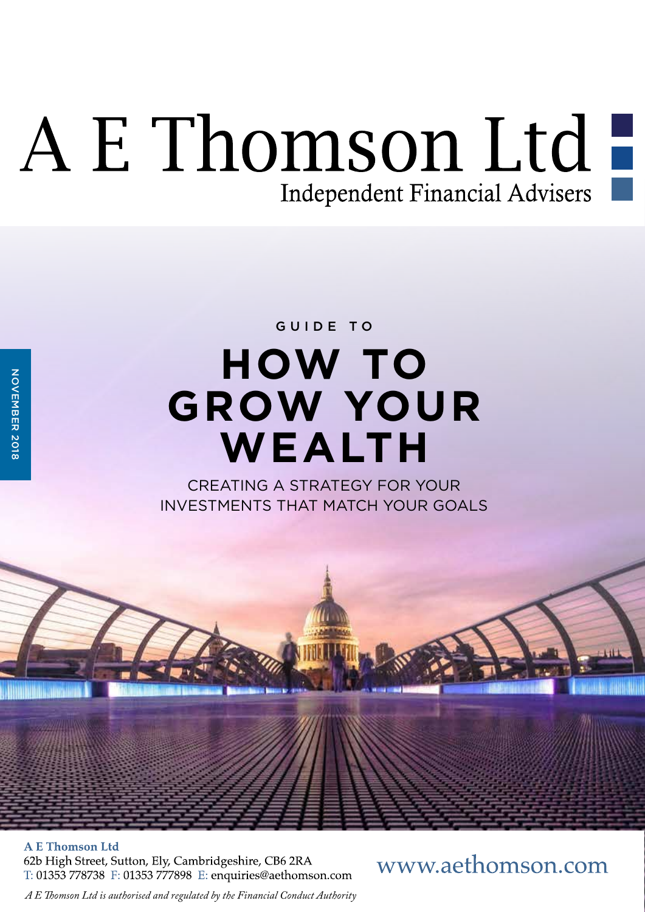# A E Thomson Ltd

Independent Financial Advisers

NOVEMBER 2018

GUIDE TO

## HOW TO GROW YOUR WEALTH

CREATING A STRATEGY FOR YOUR INVESTMENTS THAT MATCH YOUR GOALS

**A E Thomson Ltd**
62b High Street, Sutton, Ely, Cambridgeshire, CB6 2RA
T: 01353 778738 F: 01353 777898 E: enquiries@aethomson.com

www.aethomson.com

*A E Thomson Ltd is authorised and regulated by the Financial Conduct Authority*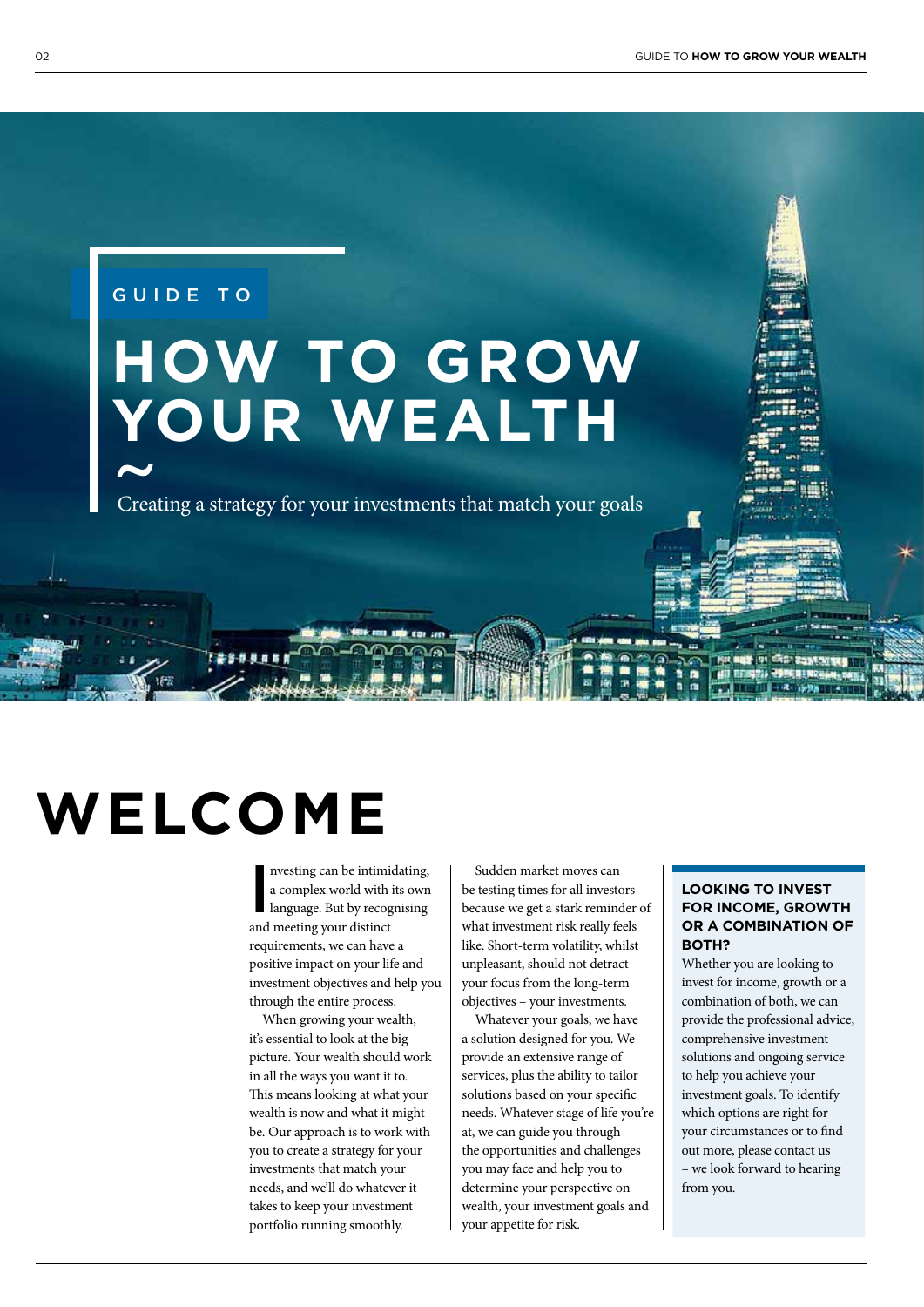GUIDE TO

# HOW TO GROW YOUR WEALTH

~

Creating a strategy for your investments that match your goals

## WELCOME

Investing can be intimidating, a complex world with its own language. But by recognising and meeting your distinct requirements, we can have a positive impact on your life and investment objectives and help you through the entire process.

When growing your wealth, it's essential to look at the big picture. Your wealth should work in all the ways you want it to. This means looking at what your wealth is now and what it might be. Our approach is to work with you to create a strategy for your investments that match your needs, and we'll do whatever it takes to keep your investment portfolio running smoothly.

Sudden market moves can be testing times for all investors because we get a stark reminder of what investment risk really feels like. Short-term volatility, whilst unpleasant, should not detract your focus from the long-term objectives – your investments.

Whatever your goals, we have a solution designed for you. We provide an extensive range of services, plus the ability to tailor solutions based on your specific needs. Whatever stage of life you're at, we can guide you through the opportunities and challenges you may face and help you to determine your perspective on wealth, your investment goals and your appetite for risk.

### LOOKING TO INVEST FOR INCOME, GROWTH OR A COMBINATION OF BOTH?

Whether you are looking to invest for income, growth or a combination of both, we can provide the professional advice, comprehensive investment solutions and ongoing service to help you achieve your investment goals. To identify which options are right for your circumstances or to find out more, please contact us – we look forward to hearing from you.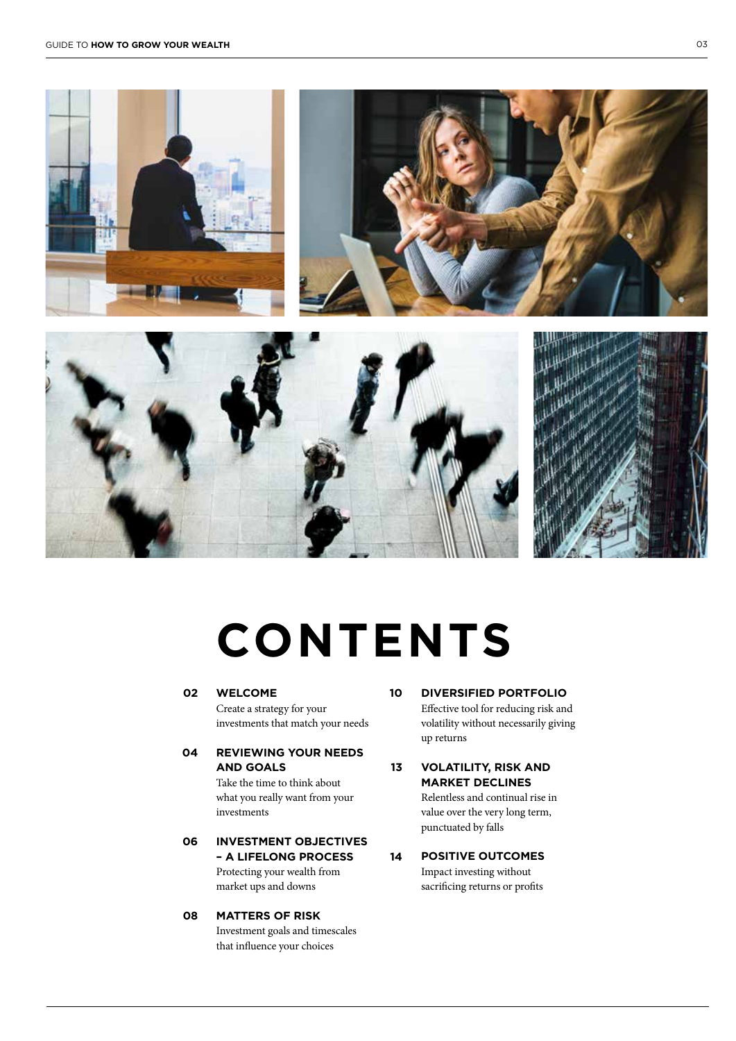# CONTENTS

**02 WELCOME**
Create a strategy for your investments that match your needs

**04 REVIEWING YOUR NEEDS AND GOALS**
Take the time to think about what you really want from your investments

**06 INVESTMENT OBJECTIVES – A LIFELONG PROCESS**
Protecting your wealth from market ups and downs

**08 MATTERS OF RISK**
Investment goals and timescales that influence your choices

**10 DIVERSIFIED PORTFOLIO**
Effective tool for reducing risk and volatility without necessarily giving up returns

**13 VOLATILITY, RISK AND MARKET DECLINES**
Relentless and continual rise in value over the very long term, punctuated by falls

**14 POSITIVE OUTCOMES**
Impact investing without sacrificing returns or profits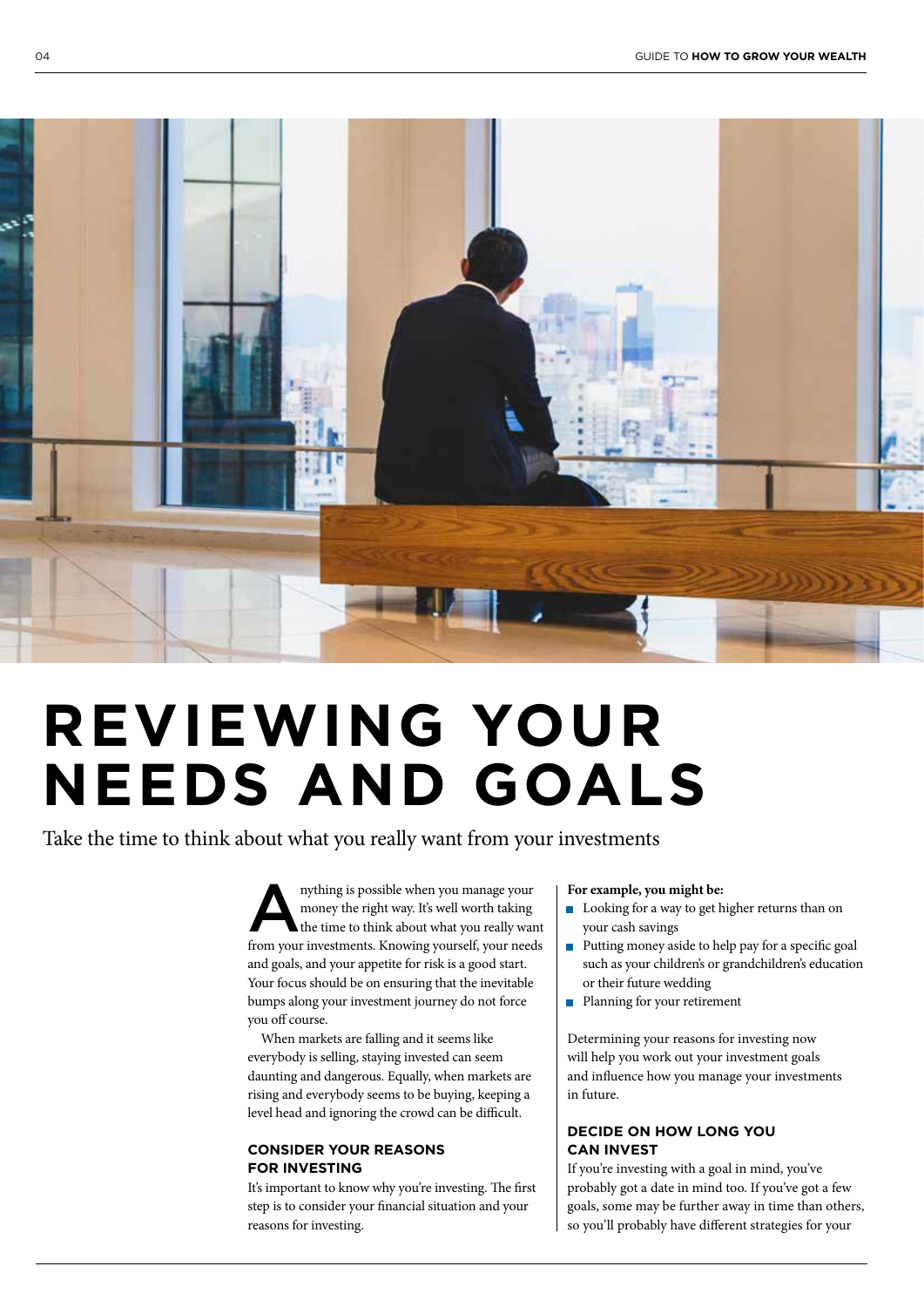# REVIEWING YOUR NEEDS AND GOALS

Take the time to think about what you really want from your investments

Anything is possible when you manage your money the right way. It's well worth taking the time to think about what you really want from your investments. Knowing yourself, your needs and goals, and your appetite for risk is a good start. Your focus should be on ensuring that the inevitable bumps along your investment journey do not force you off course.

When markets are falling and it seems like everybody is selling, staying invested can seem daunting and dangerous. Equally, when markets are rising and everybody seems to be buying, keeping a level head and ignoring the crowd can be difficult.

## CONSIDER YOUR REASONS FOR INVESTING

It's important to know why you're investing. The first step is to consider your financial situation and your reasons for investing.

**For example, you might be:**

- Looking for a way to get higher returns than on your cash savings
- Putting money aside to help pay for a specific goal such as your children's or grandchildren's education or their future wedding
- Planning for your retirement

Determining your reasons for investing now will help you work out your investment goals and influence how you manage your investments in future.

## DECIDE ON HOW LONG YOU CAN INVEST

If you're investing with a goal in mind, you've probably got a date in mind too. If you've got a few goals, some may be further away in time than others, so you'll probably have different strategies for your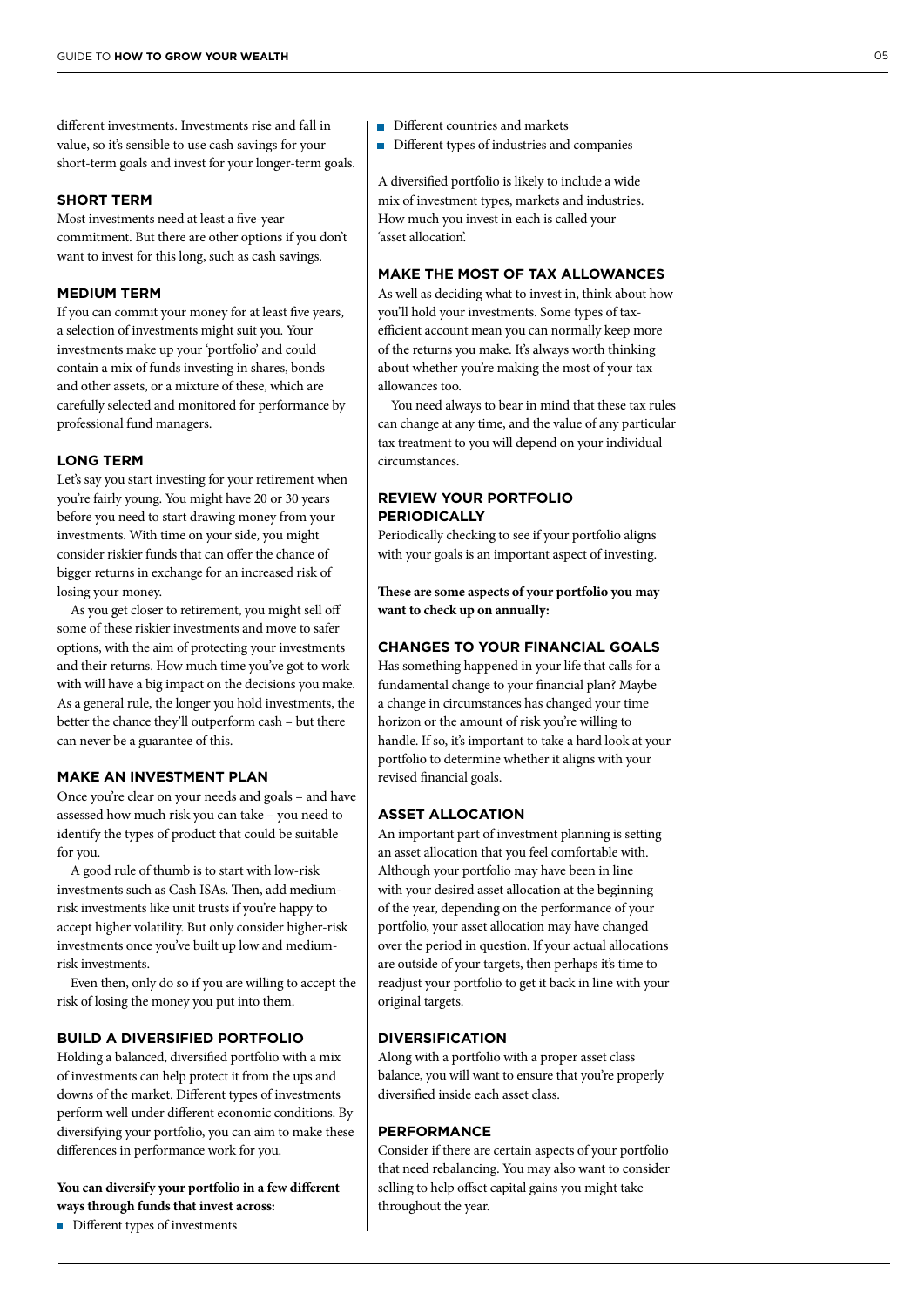different investments. Investments rise and fall in value, so it's sensible to use cash savings for your short-term goals and invest for your longer-term goals.

### SHORT TERM

Most investments need at least a five-year commitment. But there are other options if you don't want to invest for this long, such as cash savings.

### MEDIUM TERM

If you can commit your money for at least five years, a selection of investments might suit you. Your investments make up your 'portfolio' and could contain a mix of funds investing in shares, bonds and other assets, or a mixture of these, which are carefully selected and monitored for performance by professional fund managers.

### LONG TERM

Let's say you start investing for your retirement when you're fairly young. You might have 20 or 30 years before you need to start drawing money from your investments. With time on your side, you might consider riskier funds that can offer the chance of bigger returns in exchange for an increased risk of losing your money.

As you get closer to retirement, you might sell off some of these riskier investments and move to safer options, with the aim of protecting your investments and their returns. How much time you've got to work with will have a big impact on the decisions you make. As a general rule, the longer you hold investments, the better the chance they'll outperform cash – but there can never be a guarantee of this.

### MAKE AN INVESTMENT PLAN

Once you're clear on your needs and goals – and have assessed how much risk you can take – you need to identify the types of product that could be suitable for you.

A good rule of thumb is to start with low-risk investments such as Cash ISAs. Then, add medium-risk investments like unit trusts if you're happy to accept higher volatility. But only consider higher-risk investments once you've built up low and medium-risk investments.

Even then, only do so if you are willing to accept the risk of losing the money you put into them.

### BUILD A DIVERSIFIED PORTFOLIO

Holding a balanced, diversified portfolio with a mix of investments can help protect it from the ups and downs of the market. Different types of investments perform well under different economic conditions. By diversifying your portfolio, you can aim to make these differences in performance work for you.

**You can diversify your portfolio in a few different ways through funds that invest across:**

- Different types of investments
- Different countries and markets
- Different types of industries and companies

A diversified portfolio is likely to include a wide mix of investment types, markets and industries. How much you invest in each is called your 'asset allocation'.

### MAKE THE MOST OF TAX ALLOWANCES

As well as deciding what to invest in, think about how you'll hold your investments. Some types of tax-efficient account mean you can normally keep more of the returns you make. It's always worth thinking about whether you're making the most of your tax allowances too.

You need always to bear in mind that these tax rules can change at any time, and the value of any particular tax treatment to you will depend on your individual circumstances.

### REVIEW YOUR PORTFOLIO PERIODICALLY

Periodically checking to see if your portfolio aligns with your goals is an important aspect of investing.

**These are some aspects of your portfolio you may want to check up on annually:**

### CHANGES TO YOUR FINANCIAL GOALS

Has something happened in your life that calls for a fundamental change to your financial plan? Maybe a change in circumstances has changed your time horizon or the amount of risk you're willing to handle. If so, it's important to take a hard look at your portfolio to determine whether it aligns with your revised financial goals.

### ASSET ALLOCATION

An important part of investment planning is setting an asset allocation that you feel comfortable with. Although your portfolio may have been in line with your desired asset allocation at the beginning of the year, depending on the performance of your portfolio, your asset allocation may have changed over the period in question. If your actual allocations are outside of your targets, then perhaps it's time to readjust your portfolio to get it back in line with your original targets.

### DIVERSIFICATION

Along with a portfolio with a proper asset class balance, you will want to ensure that you're properly diversified inside each asset class.

### PERFORMANCE

Consider if there are certain aspects of your portfolio that need rebalancing. You may also want to consider selling to help offset capital gains you might take throughout the year.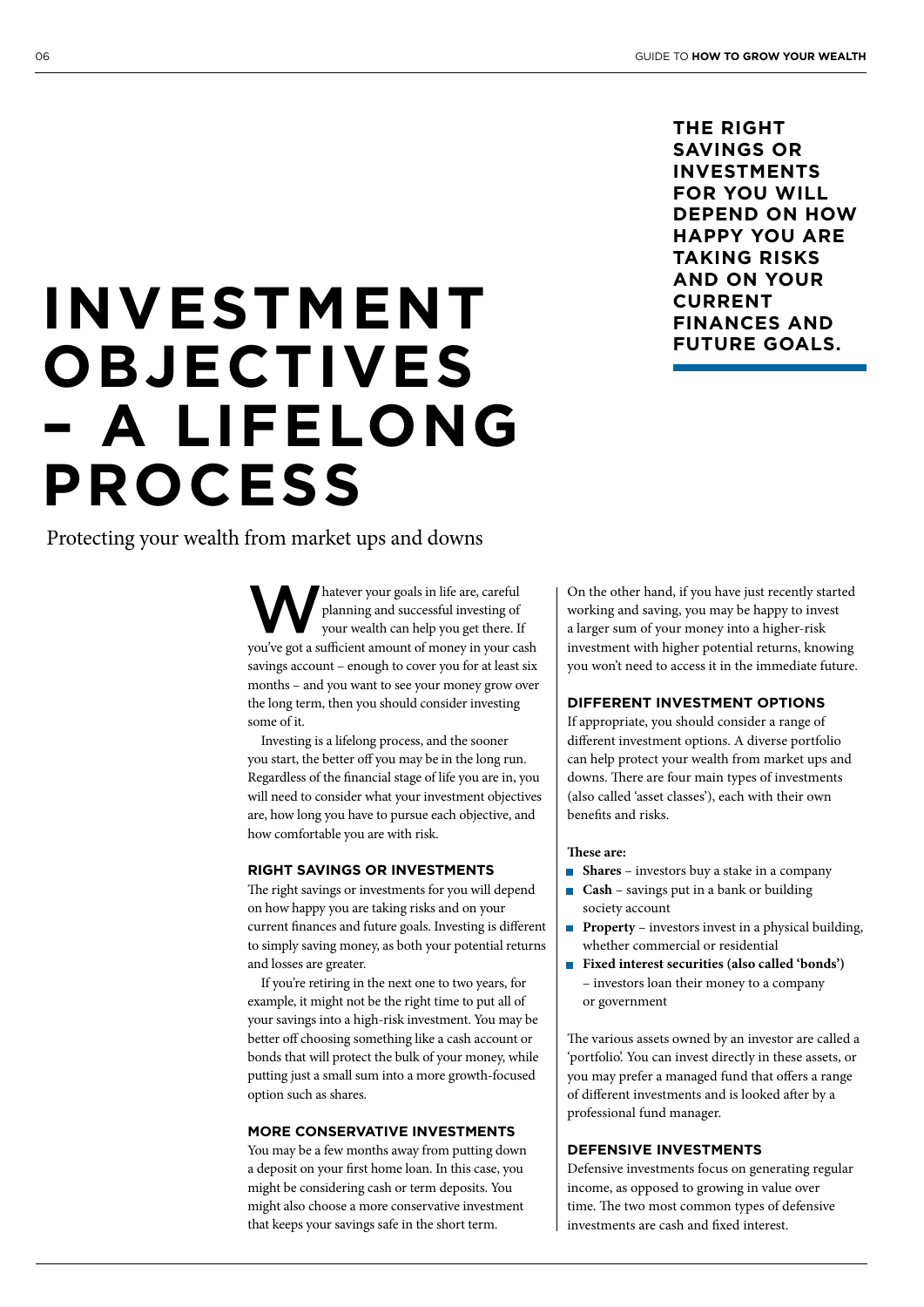# INVESTMENT OBJECTIVES – A LIFELONG PROCESS

Protecting your wealth from market ups and downs

**THE RIGHT SAVINGS OR INVESTMENTS FOR YOU WILL DEPEND ON HOW HAPPY YOU ARE TAKING RISKS AND ON YOUR CURRENT FINANCES AND FUTURE GOALS.**

Whatever your goals in life are, careful planning and successful investing of your wealth can help you get there. If you've got a sufficient amount of money in your cash savings account – enough to cover you for at least six months – and you want to see your money grow over the long term, then you should consider investing some of it.

Investing is a lifelong process, and the sooner you start, the better off you may be in the long run. Regardless of the financial stage of life you are in, you will need to consider what your investment objectives are, how long you have to pursue each objective, and how comfortable you are with risk.

### RIGHT SAVINGS OR INVESTMENTS

The right savings or investments for you will depend on how happy you are taking risks and on your current finances and future goals. Investing is different to simply saving money, as both your potential returns and losses are greater.

If you're retiring in the next one to two years, for example, it might not be the right time to put all of your savings into a high-risk investment. You may be better off choosing something like a cash account or bonds that will protect the bulk of your money, while putting just a small sum into a more growth-focused option such as shares.

### MORE CONSERVATIVE INVESTMENTS

You may be a few months away from putting down a deposit on your first home loan. In this case, you might be considering cash or term deposits. You might also choose a more conservative investment that keeps your savings safe in the short term.

On the other hand, if you have just recently started working and saving, you may be happy to invest a larger sum of your money into a higher-risk investment with higher potential returns, knowing you won't need to access it in the immediate future.

### DIFFERENT INVESTMENT OPTIONS

If appropriate, you should consider a range of different investment options. A diverse portfolio can help protect your wealth from market ups and downs. There are four main types of investments (also called 'asset classes'), each with their own benefits and risks.

**These are:**

- **Shares** – investors buy a stake in a company
- **Cash** – savings put in a bank or building society account
- **Property** – investors invest in a physical building, whether commercial or residential
- **Fixed interest securities (also called 'bonds')** – investors loan their money to a company or government

The various assets owned by an investor are called a 'portfolio'. You can invest directly in these assets, or you may prefer a managed fund that offers a range of different investments and is looked after by a professional fund manager.

### DEFENSIVE INVESTMENTS

Defensive investments focus on generating regular income, as opposed to growing in value over time. The two most common types of defensive investments are cash and fixed interest.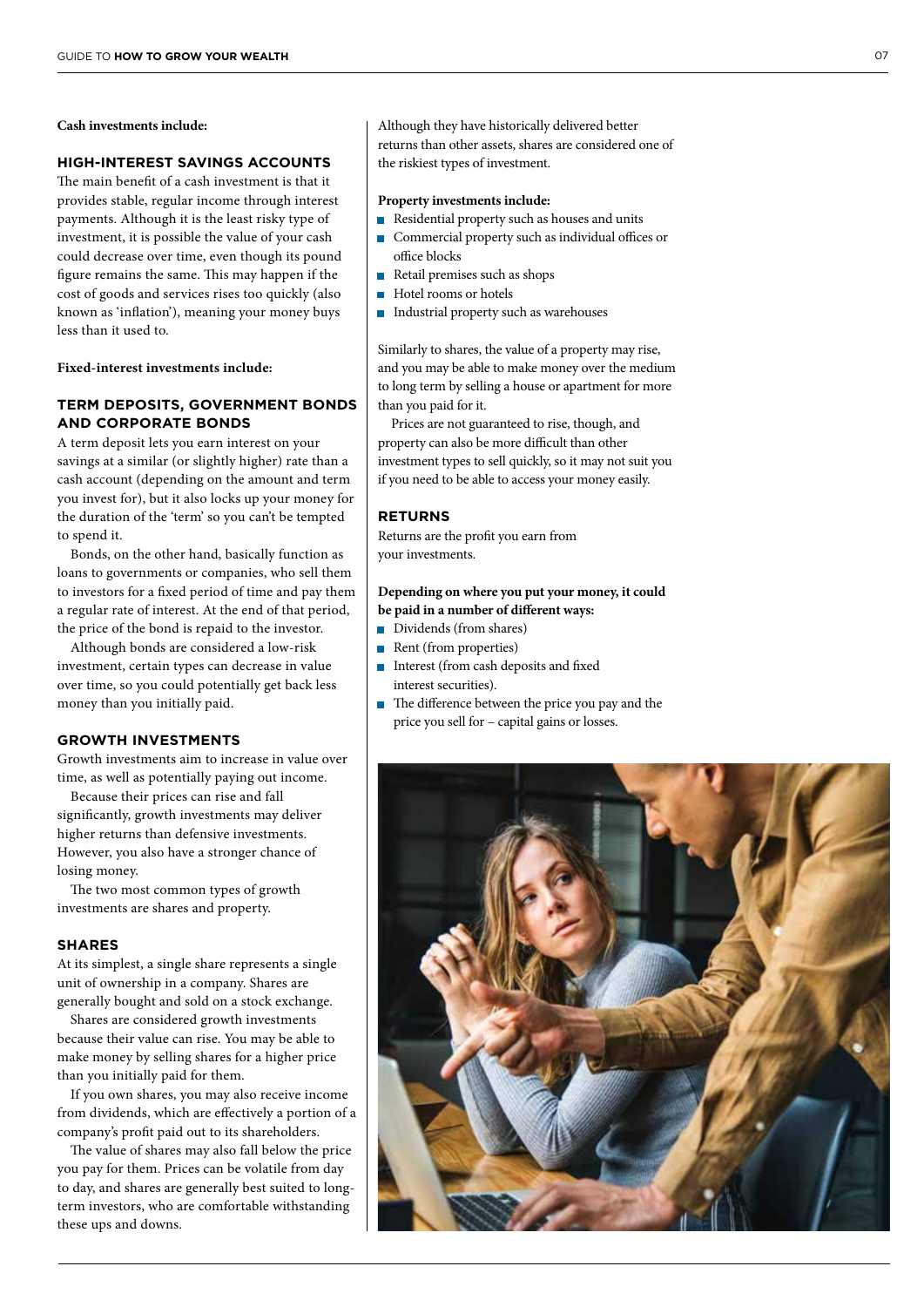**Cash investments include:**

## HIGH-INTEREST SAVINGS ACCOUNTS

The main benefit of a cash investment is that it provides stable, regular income through interest payments. Although it is the least risky type of investment, it is possible the value of your cash could decrease over time, even though its pound figure remains the same. This may happen if the cost of goods and services rises too quickly (also known as 'inflation'), meaning your money buys less than it used to.

**Fixed-interest investments include:**

## TERM DEPOSITS, GOVERNMENT BONDS AND CORPORATE BONDS

A term deposit lets you earn interest on your savings at a similar (or slightly higher) rate than a cash account (depending on the amount and term you invest for), but it also locks up your money for the duration of the 'term' so you can't be tempted to spend it.

Bonds, on the other hand, basically function as loans to governments or companies, who sell them to investors for a fixed period of time and pay them a regular rate of interest. At the end of that period, the price of the bond is repaid to the investor.

Although bonds are considered a low-risk investment, certain types can decrease in value over time, so you could potentially get back less money than you initially paid.

## GROWTH INVESTMENTS

Growth investments aim to increase in value over time, as well as potentially paying out income.

Because their prices can rise and fall significantly, growth investments may deliver higher returns than defensive investments. However, you also have a stronger chance of losing money.

The two most common types of growth investments are shares and property.

## SHARES

At its simplest, a single share represents a single unit of ownership in a company. Shares are generally bought and sold on a stock exchange.

Shares are considered growth investments because their value can rise. You may be able to make money by selling shares for a higher price than you initially paid for them.

If you own shares, you may also receive income from dividends, which are effectively a portion of a company's profit paid out to its shareholders.

The value of shares may also fall below the price you pay for them. Prices can be volatile from day to day, and shares are generally best suited to long-term investors, who are comfortable withstanding these ups and downs.

Although they have historically delivered better returns than other assets, shares are considered one of the riskiest types of investment.

**Property investments include:**

- Residential property such as houses and units
- Commercial property such as individual offices or office blocks
- Retail premises such as shops
- Hotel rooms or hotels
- Industrial property such as warehouses

Similarly to shares, the value of a property may rise, and you may be able to make money over the medium to long term by selling a house or apartment for more than you paid for it.

Prices are not guaranteed to rise, though, and property can also be more difficult than other investment types to sell quickly, so it may not suit you if you need to be able to access your money easily.

## RETURNS

Returns are the profit you earn from your investments.

**Depending on where you put your money, it could be paid in a number of different ways:**

- Dividends (from shares)
- Rent (from properties)
- Interest (from cash deposits and fixed interest securities).
- The difference between the price you pay and the price you sell for – capital gains or losses.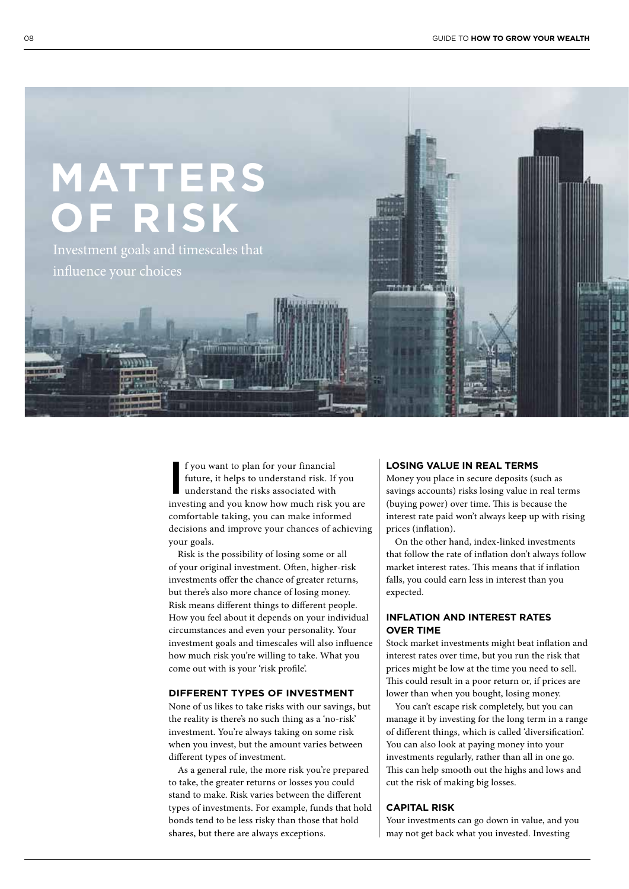# MATTERS OF RISK

Investment goals and timescales that influence your choices

If you want to plan for your financial future, it helps to understand risk. If you understand the risks associated with investing and you know how much risk you are comfortable taking, you can make informed decisions and improve your chances of achieving your goals.

Risk is the possibility of losing some or all of your original investment. Often, higher-risk investments offer the chance of greater returns, but there's also more chance of losing money. Risk means different things to different people. How you feel about it depends on your individual circumstances and even your personality. Your investment goals and timescales will also influence how much risk you're willing to take. What you come out with is your 'risk profile'.

## DIFFERENT TYPES OF INVESTMENT

None of us likes to take risks with our savings, but the reality is there's no such thing as a 'no-risk' investment. You're always taking on some risk when you invest, but the amount varies between different types of investment.

As a general rule, the more risk you're prepared to take, the greater returns or losses you could stand to make. Risk varies between the different types of investments. For example, funds that hold bonds tend to be less risky than those that hold shares, but there are always exceptions.

## LOSING VALUE IN REAL TERMS

Money you place in secure deposits (such as savings accounts) risks losing value in real terms (buying power) over time. This is because the interest rate paid won't always keep up with rising prices (inflation).

On the other hand, index-linked investments that follow the rate of inflation don't always follow market interest rates. This means that if inflation falls, you could earn less in interest than you expected.

## INFLATION AND INTEREST RATES OVER TIME

Stock market investments might beat inflation and interest rates over time, but you run the risk that prices might be low at the time you need to sell. This could result in a poor return or, if prices are lower than when you bought, losing money.

You can't escape risk completely, but you can manage it by investing for the long term in a range of different things, which is called 'diversification'. You can also look at paying money into your investments regularly, rather than all in one go. This can help smooth out the highs and lows and cut the risk of making big losses.

## CAPITAL RISK

Your investments can go down in value, and you may not get back what you invested. Investing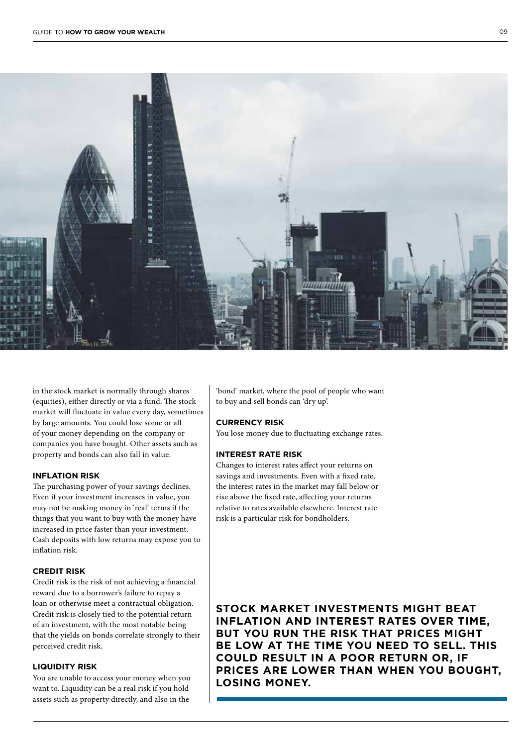in the stock market is normally through shares (equities), either directly or via a fund. The stock market will fluctuate in value every day, sometimes by large amounts. You could lose some or all of your money depending on the company or companies you have bought. Other assets such as property and bonds can also fall in value.

### INFLATION RISK

The purchasing power of your savings declines. Even if your investment increases in value, you may not be making money in 'real' terms if the things that you want to buy with the money have increased in price faster than your investment. Cash deposits with low returns may expose you to inflation risk.

### CREDIT RISK

Credit risk is the risk of not achieving a financial reward due to a borrower's failure to repay a loan or otherwise meet a contractual obligation. Credit risk is closely tied to the potential return of an investment, with the most notable being that the yields on bonds correlate strongly to their perceived credit risk.

### LIQUIDITY RISK

You are unable to access your money when you want to. Liquidity can be a real risk if you hold assets such as property directly, and also in the 'bond' market, where the pool of people who want to buy and sell bonds can 'dry up'.

### CURRENCY RISK

You lose money due to fluctuating exchange rates.

### INTEREST RATE RISK

Changes to interest rates affect your returns on savings and investments. Even with a fixed rate, the interest rates in the market may fall below or rise above the fixed rate, affecting your returns relative to rates available elsewhere. Interest rate risk is a particular risk for bondholders.

**STOCK MARKET INVESTMENTS MIGHT BEAT INFLATION AND INTEREST RATES OVER TIME, BUT YOU RUN THE RISK THAT PRICES MIGHT BE LOW AT THE TIME YOU NEED TO SELL. THIS COULD RESULT IN A POOR RETURN OR, IF PRICES ARE LOWER THAN WHEN YOU BOUGHT, LOSING MONEY.**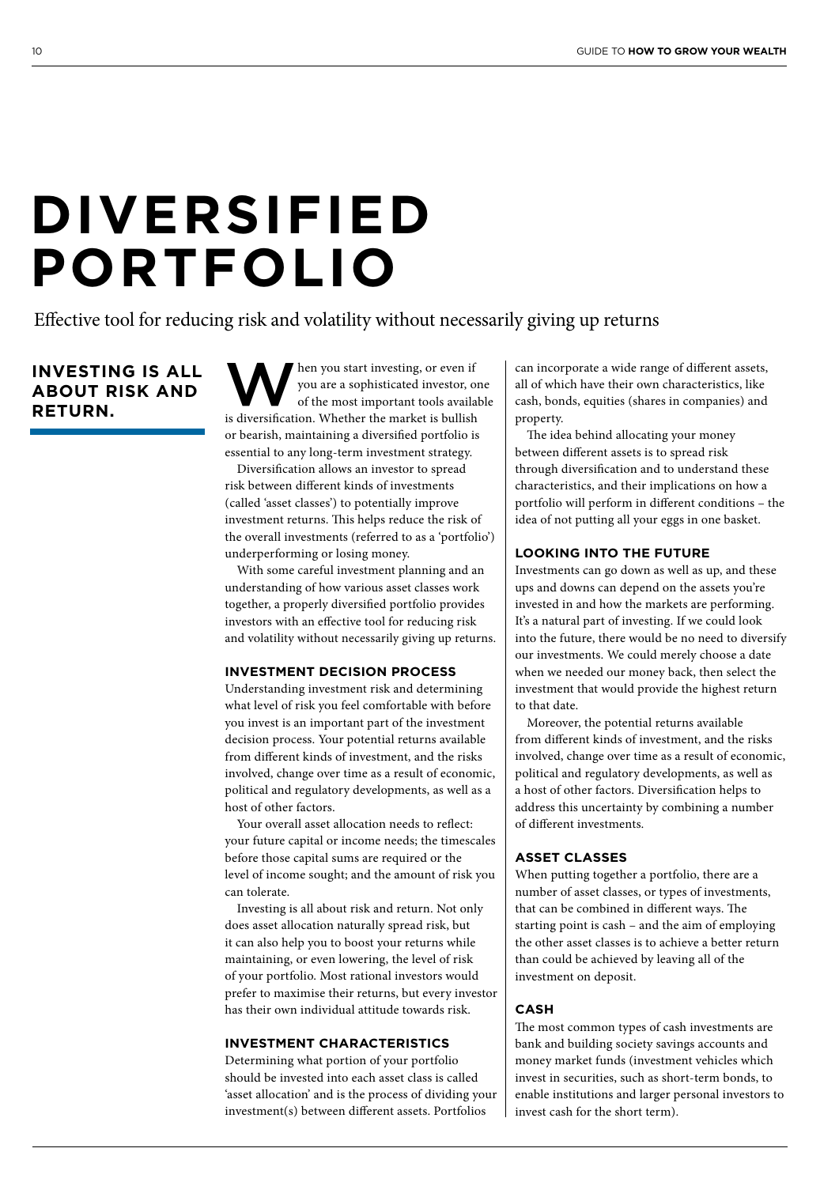# DIVERSIFIED PORTFOLIO

Effective tool for reducing risk and volatility without necessarily giving up returns

## INVESTING IS ALL ABOUT RISK AND RETURN.

When you start investing, or even if you are a sophisticated investor, one of the most important tools available is diversification. Whether the market is bullish or bearish, maintaining a diversified portfolio is essential to any long-term investment strategy.

Diversification allows an investor to spread risk between different kinds of investments (called 'asset classes') to potentially improve investment returns. This helps reduce the risk of the overall investments (referred to as a 'portfolio') underperforming or losing money.

With some careful investment planning and an understanding of how various asset classes work together, a properly diversified portfolio provides investors with an effective tool for reducing risk and volatility without necessarily giving up returns.

### INVESTMENT DECISION PROCESS

Understanding investment risk and determining what level of risk you feel comfortable with before you invest is an important part of the investment decision process. Your potential returns available from different kinds of investment, and the risks involved, change over time as a result of economic, political and regulatory developments, as well as a host of other factors.

Your overall asset allocation needs to reflect: your future capital or income needs; the timescales before those capital sums are required or the level of income sought; and the amount of risk you can tolerate.

Investing is all about risk and return. Not only does asset allocation naturally spread risk, but it can also help you to boost your returns while maintaining, or even lowering, the level of risk of your portfolio. Most rational investors would prefer to maximise their returns, but every investor has their own individual attitude towards risk.

### INVESTMENT CHARACTERISTICS

Determining what portion of your portfolio should be invested into each asset class is called 'asset allocation' and is the process of dividing your investment(s) between different assets. Portfolios can incorporate a wide range of different assets, all of which have their own characteristics, like cash, bonds, equities (shares in companies) and property.

The idea behind allocating your money between different assets is to spread risk through diversification and to understand these characteristics, and their implications on how a portfolio will perform in different conditions – the idea of not putting all your eggs in one basket.

### LOOKING INTO THE FUTURE

Investments can go down as well as up, and these ups and downs can depend on the assets you're invested in and how the markets are performing. It's a natural part of investing. If we could look into the future, there would be no need to diversify our investments. We could merely choose a date when we needed our money back, then select the investment that would provide the highest return to that date.

Moreover, the potential returns available from different kinds of investment, and the risks involved, change over time as a result of economic, political and regulatory developments, as well as a host of other factors. Diversification helps to address this uncertainty by combining a number of different investments.

### ASSET CLASSES

When putting together a portfolio, there are a number of asset classes, or types of investments, that can be combined in different ways. The starting point is cash – and the aim of employing the other asset classes is to achieve a better return than could be achieved by leaving all of the investment on deposit.

### CASH

The most common types of cash investments are bank and building society savings accounts and money market funds (investment vehicles which invest in securities, such as short-term bonds, to enable institutions and larger personal investors to invest cash for the short term).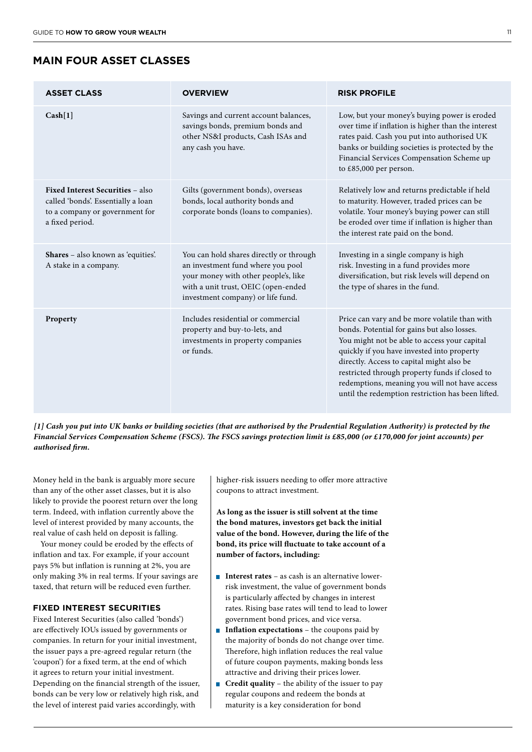## MAIN FOUR ASSET CLASSES

| ASSET CLASS | OVERVIEW | RISK PROFILE |
|---|---|---|
| **Cash**[1] | Savings and current account balances, savings bonds, premium bonds and other NS&I products, Cash ISAs and any cash you have. | Low, but your money's buying power is eroded over time if inflation is higher than the interest rates paid. Cash you put into authorised UK banks or building societies is protected by the Financial Services Compensation Scheme up to £85,000 per person. |
| **Fixed Interest Securities** – also called 'bonds'. Essentially a loan to a company or government for a fixed period. | Gilts (government bonds), overseas bonds, local authority bonds and corporate bonds (loans to companies). | Relatively low and returns predictable if held to maturity. However, traded prices can be volatile. Your money's buying power can still be eroded over time if inflation is higher than the interest rate paid on the bond. |
| **Shares** – also known as 'equities'. A stake in a company. | You can hold shares directly or through an investment fund where you pool your money with other people's, like with a unit trust, OEIC (open-ended investment company) or life fund. | Investing in a single company is high risk. Investing in a fund provides more diversification, but risk levels will depend on the type of shares in the fund. |
| **Property** | Includes residential or commercial property and buy-to-lets, and investments in property companies or funds. | Price can vary and be more volatile than with bonds. Potential for gains but also losses. You might not be able to access your capital quickly if you have invested into property directly. Access to capital might also be restricted through property funds if closed to redemptions, meaning you will not have access until the redemption restriction has been lifted. |

***[1] Cash you put into UK banks or building societies (that are authorised by the Prudential Regulation Authority) is protected by the Financial Services Compensation Scheme (FSCS). The FSCS savings protection limit is £85,000 (or £170,000 for joint accounts) per authorised firm.***

Money held in the bank is arguably more secure than any of the other asset classes, but it is also likely to provide the poorest return over the long term. Indeed, with inflation currently above the level of interest provided by many accounts, the real value of cash held on deposit is falling.

Your money could be eroded by the effects of inflation and tax. For example, if your account pays 5% but inflation is running at 2%, you are only making 3% in real terms. If your savings are taxed, that return will be reduced even further.

### FIXED INTEREST SECURITIES

Fixed Interest Securities (also called 'bonds') are effectively IOUs issued by governments or companies. In return for your initial investment, the issuer pays a pre-agreed regular return (the 'coupon') for a fixed term, at the end of which it agrees to return your initial investment. Depending on the financial strength of the issuer, bonds can be very low or relatively high risk, and the level of interest paid varies accordingly, with higher-risk issuers needing to offer more attractive coupons to attract investment.

**As long as the issuer is still solvent at the time the bond matures, investors get back the initial value of the bond. However, during the life of the bond, its price will fluctuate to take account of a number of factors, including:**

- **Interest rates** – as cash is an alternative lower-risk investment, the value of government bonds is particularly affected by changes in interest rates. Rising base rates will tend to lead to lower government bond prices, and vice versa.
- **Inflation expectations** – the coupons paid by the majority of bonds do not change over time. Therefore, high inflation reduces the real value of future coupon payments, making bonds less attractive and driving their prices lower.
- **Credit quality** – the ability of the issuer to pay regular coupons and redeem the bonds at maturity is a key consideration for bond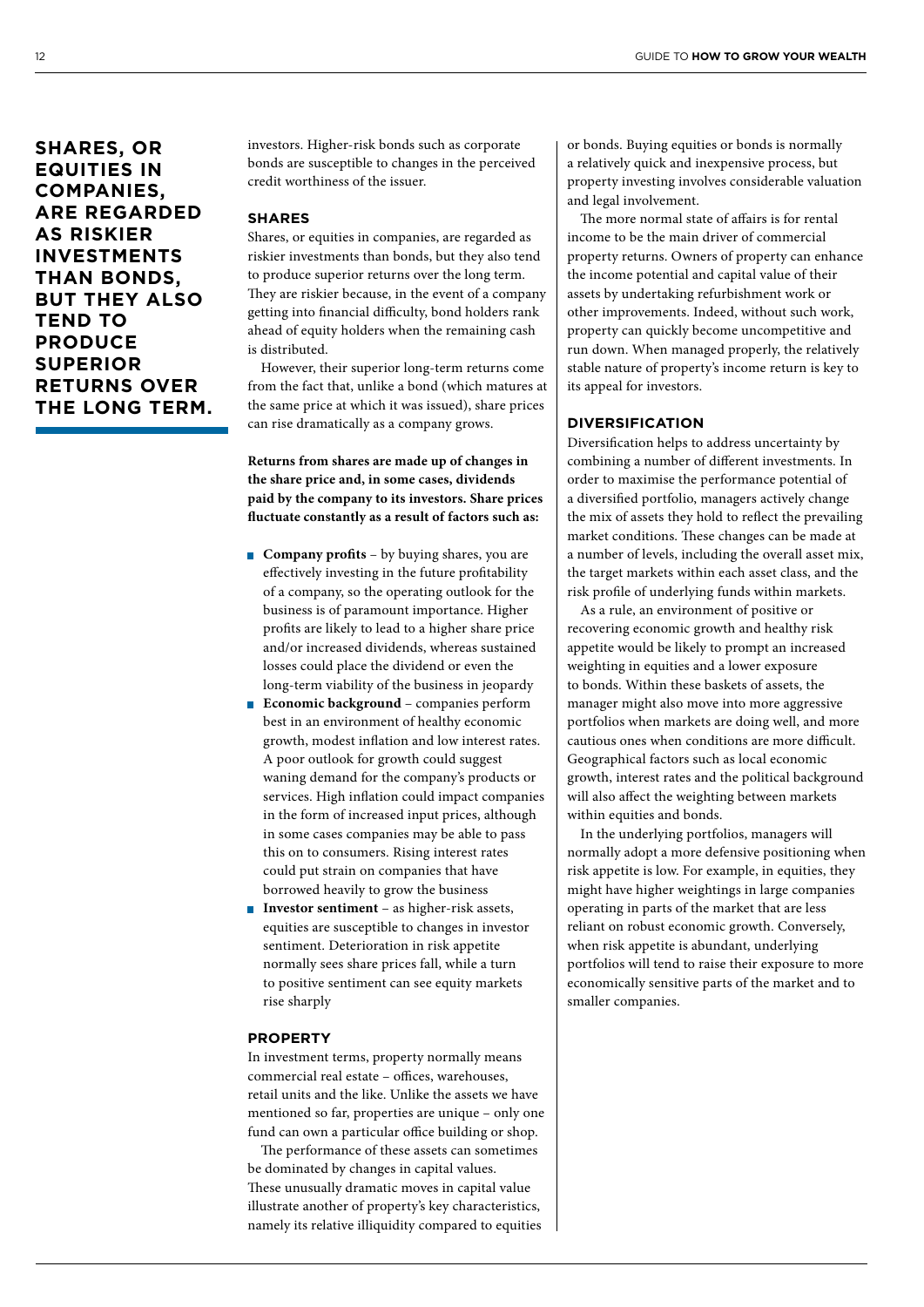**SHARES, OR EQUITIES IN COMPANIES, ARE REGARDED AS RISKIER INVESTMENTS THAN BONDS, BUT THEY ALSO TEND TO PRODUCE SUPERIOR RETURNS OVER THE LONG TERM.**

investors. Higher-risk bonds such as corporate bonds are susceptible to changes in the perceived credit worthiness of the issuer.

### SHARES

Shares, or equities in companies, are regarded as riskier investments than bonds, but they also tend to produce superior returns over the long term. They are riskier because, in the event of a company getting into financial difficulty, bond holders rank ahead of equity holders when the remaining cash is distributed.

However, their superior long-term returns come from the fact that, unlike a bond (which matures at the same price at which it was issued), share prices can rise dramatically as a company grows.

**Returns from shares are made up of changes in the share price and, in some cases, dividends paid by the company to its investors. Share prices fluctuate constantly as a result of factors such as:**

- **Company profits** – by buying shares, you are effectively investing in the future profitability of a company, so the operating outlook for the business is of paramount importance. Higher profits are likely to lead to a higher share price and/or increased dividends, whereas sustained losses could place the dividend or even the long-term viability of the business in jeopardy
- **Economic background** – companies perform best in an environment of healthy economic growth, modest inflation and low interest rates. A poor outlook for growth could suggest waning demand for the company's products or services. High inflation could impact companies in the form of increased input prices, although in some cases companies may be able to pass this on to consumers. Rising interest rates could put strain on companies that have borrowed heavily to grow the business
- **Investor sentiment** – as higher-risk assets, equities are susceptible to changes in investor sentiment. Deterioration in risk appetite normally sees share prices fall, while a turn to positive sentiment can see equity markets rise sharply

### PROPERTY

In investment terms, property normally means commercial real estate – offices, warehouses, retail units and the like. Unlike the assets we have mentioned so far, properties are unique – only one fund can own a particular office building or shop.

The performance of these assets can sometimes be dominated by changes in capital values. These unusually dramatic moves in capital value illustrate another of property's key characteristics, namely its relative illiquidity compared to equities or bonds. Buying equities or bonds is normally a relatively quick and inexpensive process, but property investing involves considerable valuation and legal involvement.

The more normal state of affairs is for rental income to be the main driver of commercial property returns. Owners of property can enhance the income potential and capital value of their assets by undertaking refurbishment work or other improvements. Indeed, without such work, property can quickly become uncompetitive and run down. When managed properly, the relatively stable nature of property's income return is key to its appeal for investors.

### DIVERSIFICATION

Diversification helps to address uncertainty by combining a number of different investments. In order to maximise the performance potential of a diversified portfolio, managers actively change the mix of assets they hold to reflect the prevailing market conditions. These changes can be made at a number of levels, including the overall asset mix, the target markets within each asset class, and the risk profile of underlying funds within markets.

As a rule, an environment of positive or recovering economic growth and healthy risk appetite would be likely to prompt an increased weighting in equities and a lower exposure to bonds. Within these baskets of assets, the manager might also move into more aggressive portfolios when markets are doing well, and more cautious ones when conditions are more difficult. Geographical factors such as local economic growth, interest rates and the political background will also affect the weighting between markets within equities and bonds.

In the underlying portfolios, managers will normally adopt a more defensive positioning when risk appetite is low. For example, in equities, they might have higher weightings in large companies operating in parts of the market that are less reliant on robust economic growth. Conversely, when risk appetite is abundant, underlying portfolios will tend to raise their exposure to more economically sensitive parts of the market and to smaller companies.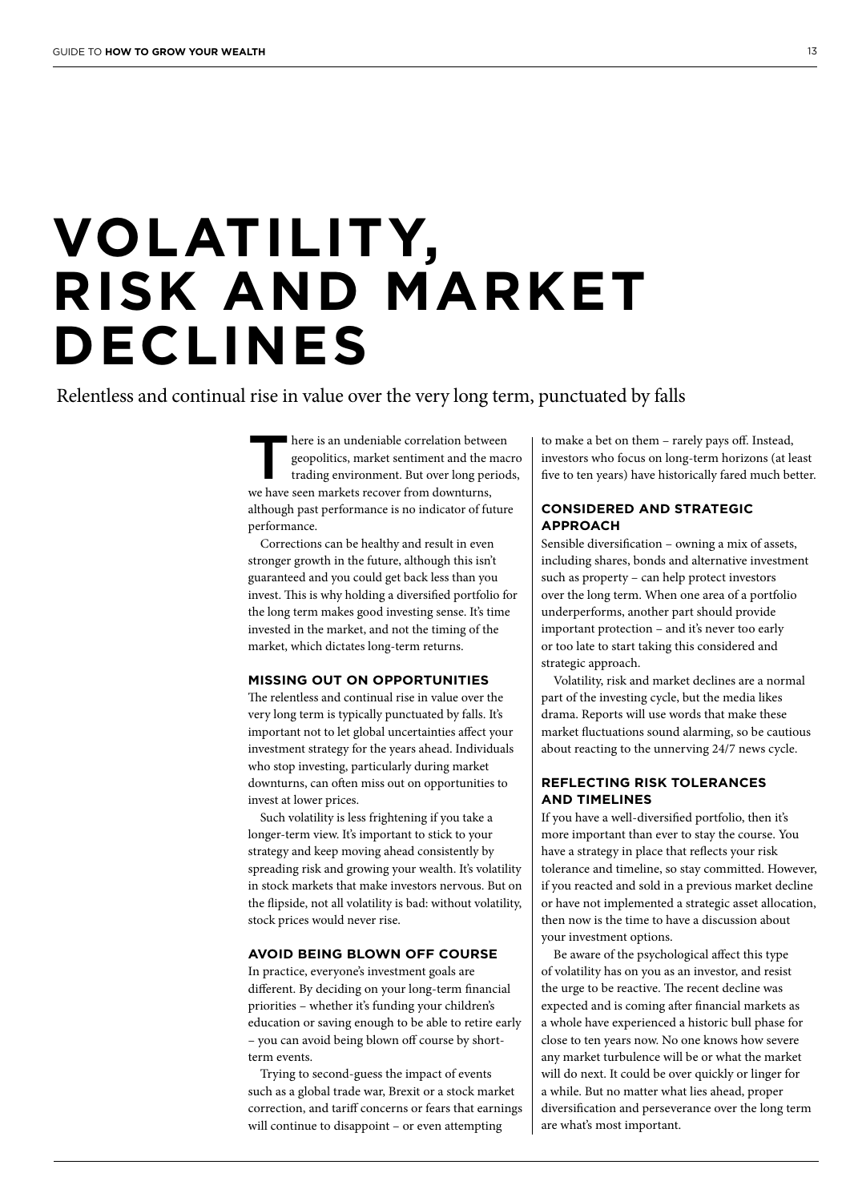# VOLATILITY, RISK AND MARKET DECLINES

Relentless and continual rise in value over the very long term, punctuated by falls

There is an undeniable correlation between geopolitics, market sentiment and the macro trading environment. But over long periods, we have seen markets recover from downturns, although past performance is no indicator of future performance.

Corrections can be healthy and result in even stronger growth in the future, although this isn't guaranteed and you could get back less than you invest. This is why holding a diversified portfolio for the long term makes good investing sense. It's time invested in the market, and not the timing of the market, which dictates long-term returns.

### MISSING OUT ON OPPORTUNITIES

The relentless and continual rise in value over the very long term is typically punctuated by falls. It's important not to let global uncertainties affect your investment strategy for the years ahead. Individuals who stop investing, particularly during market downturns, can often miss out on opportunities to invest at lower prices.

Such volatility is less frightening if you take a longer-term view. It's important to stick to your strategy and keep moving ahead consistently by spreading risk and growing your wealth. It's volatility in stock markets that make investors nervous. But on the flipside, not all volatility is bad: without volatility, stock prices would never rise.

### AVOID BEING BLOWN OFF COURSE

In practice, everyone's investment goals are different. By deciding on your long-term financial priorities – whether it's funding your children's education or saving enough to be able to retire early – you can avoid being blown off course by short-term events.

Trying to second-guess the impact of events such as a global trade war, Brexit or a stock market correction, and tariff concerns or fears that earnings will continue to disappoint – or even attempting to make a bet on them – rarely pays off. Instead, investors who focus on long-term horizons (at least five to ten years) have historically fared much better.

### CONSIDERED AND STRATEGIC APPROACH

Sensible diversification – owning a mix of assets, including shares, bonds and alternative investment such as property – can help protect investors over the long term. When one area of a portfolio underperforms, another part should provide important protection – and it's never too early or too late to start taking this considered and strategic approach.

Volatility, risk and market declines are a normal part of the investing cycle, but the media likes drama. Reports will use words that make these market fluctuations sound alarming, so be cautious about reacting to the unnerving 24/7 news cycle.

### REFLECTING RISK TOLERANCES AND TIMELINES

If you have a well-diversified portfolio, then it's more important than ever to stay the course. You have a strategy in place that reflects your risk tolerance and timeline, so stay committed. However, if you reacted and sold in a previous market decline or have not implemented a strategic asset allocation, then now is the time to have a discussion about your investment options.

Be aware of the psychological affect this type of volatility has on you as an investor, and resist the urge to be reactive. The recent decline was expected and is coming after financial markets as a whole have experienced a historic bull phase for close to ten years now. No one knows how severe any market turbulence will be or what the market will do next. It could be over quickly or linger for a while. But no matter what lies ahead, proper diversification and perseverance over the long term are what's most important.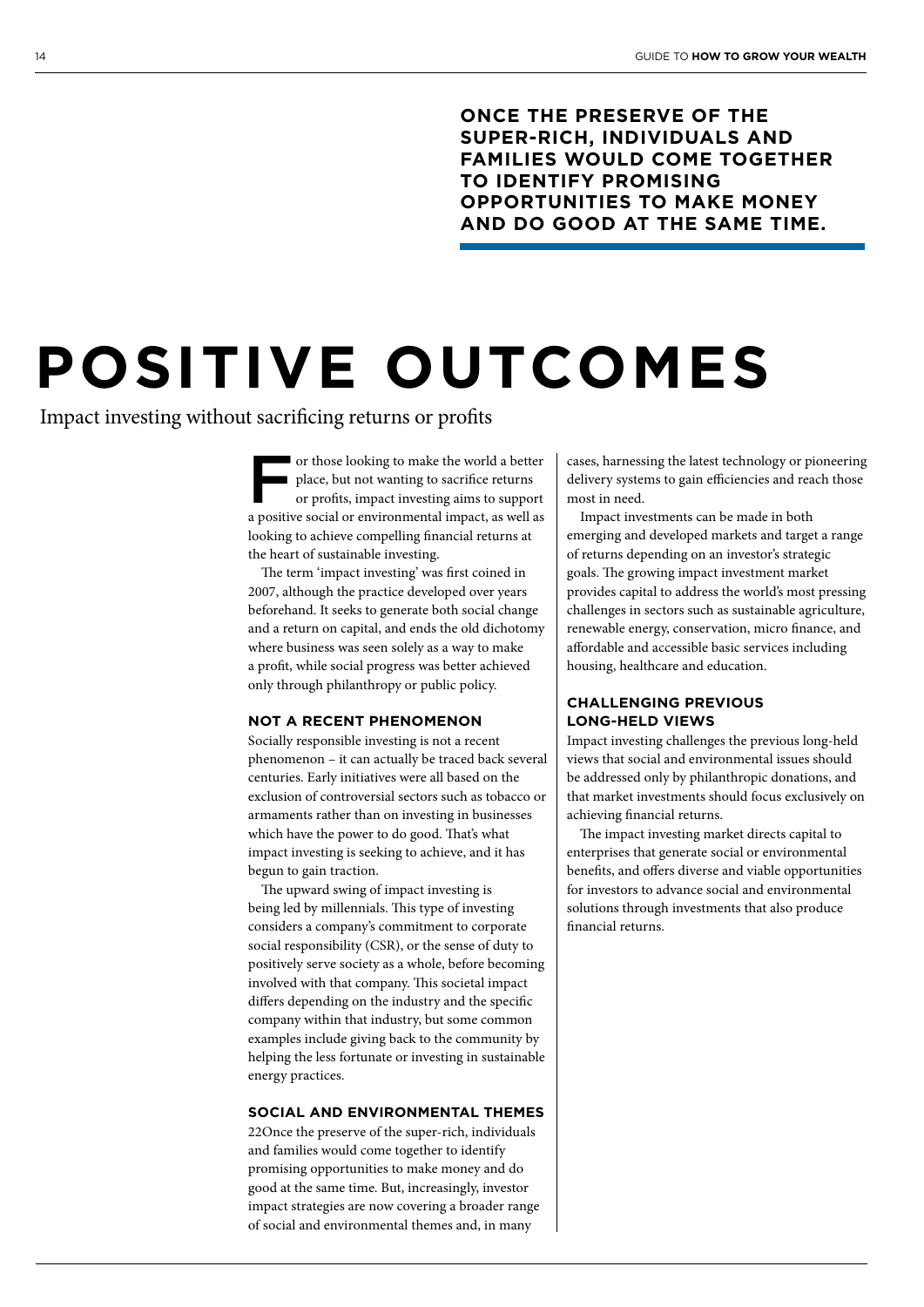**ONCE THE PRESERVE OF THE SUPER-RICH, INDIVIDUALS AND FAMILIES WOULD COME TOGETHER TO IDENTIFY PROMISING OPPORTUNITIES TO MAKE MONEY AND DO GOOD AT THE SAME TIME.**

# POSITIVE OUTCOMES

Impact investing without sacrificing returns or profits

For those looking to make the world a better place, but not wanting to sacrifice returns or profits, impact investing aims to support a positive social or environmental impact, as well as looking to achieve compelling financial returns at the heart of sustainable investing.

The term 'impact investing' was first coined in 2007, although the practice developed over years beforehand. It seeks to generate both social change and a return on capital, and ends the old dichotomy where business was seen solely as a way to make a profit, while social progress was better achieved only through philanthropy or public policy.

### NOT A RECENT PHENOMENON

Socially responsible investing is not a recent phenomenon – it can actually be traced back several centuries. Early initiatives were all based on the exclusion of controversial sectors such as tobacco or armaments rather than on investing in businesses which have the power to do good. That's what impact investing is seeking to achieve, and it has begun to gain traction.

The upward swing of impact investing is being led by millennials. This type of investing considers a company's commitment to corporate social responsibility (CSR), or the sense of duty to positively serve society as a whole, before becoming involved with that company. This societal impact differs depending on the industry and the specific company within that industry, but some common examples include giving back to the community by helping the less fortunate or investing in sustainable energy practices.

### SOCIAL AND ENVIRONMENTAL THEMES

22Once the preserve of the super-rich, individuals and families would come together to identify promising opportunities to make money and do good at the same time. But, increasingly, investor impact strategies are now covering a broader range of social and environmental themes and, in many cases, harnessing the latest technology or pioneering delivery systems to gain efficiencies and reach those most in need.

Impact investments can be made in both emerging and developed markets and target a range of returns depending on an investor's strategic goals. The growing impact investment market provides capital to address the world's most pressing challenges in sectors such as sustainable agriculture, renewable energy, conservation, micro finance, and affordable and accessible basic services including housing, healthcare and education.

### CHALLENGING PREVIOUS LONG-HELD VIEWS

Impact investing challenges the previous long-held views that social and environmental issues should be addressed only by philanthropic donations, and that market investments should focus exclusively on achieving financial returns.

The impact investing market directs capital to enterprises that generate social or environmental benefits, and offers diverse and viable opportunities for investors to advance social and environmental solutions through investments that also produce financial returns.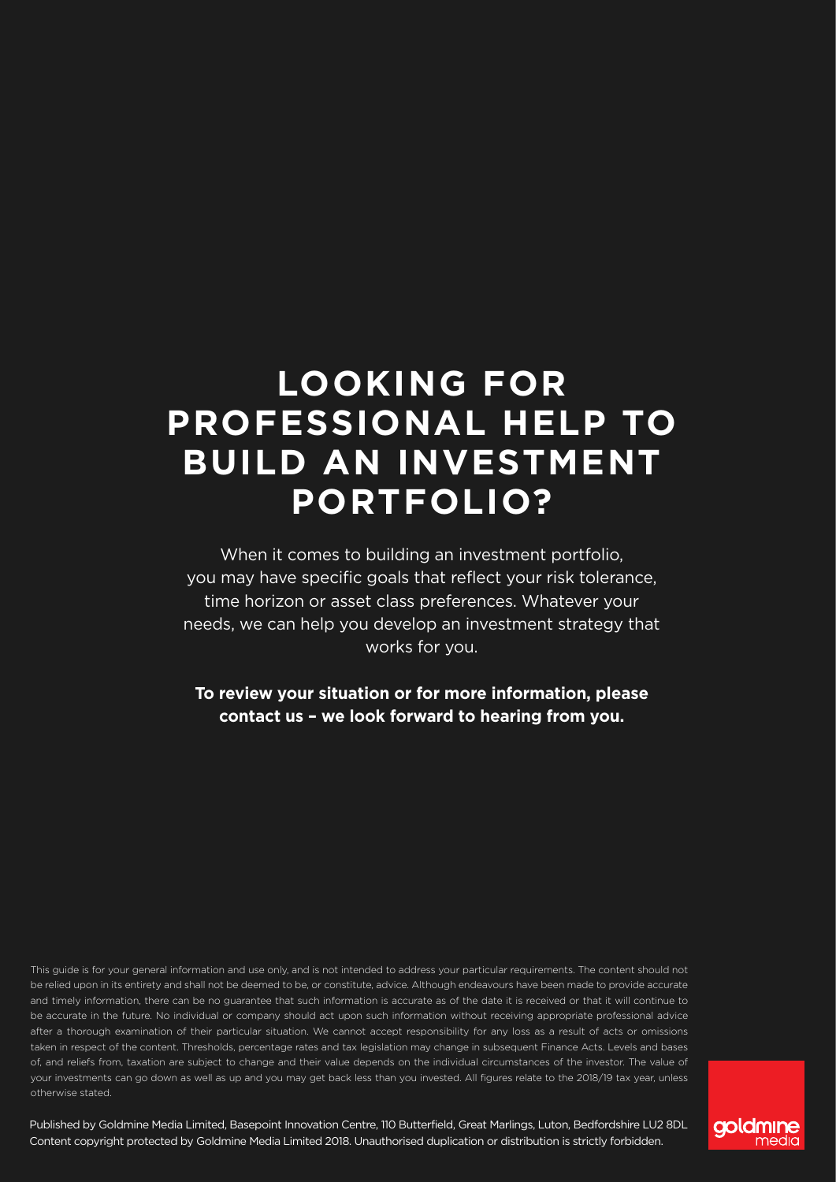# LOOKING FOR PROFESSIONAL HELP TO BUILD AN INVESTMENT PORTFOLIO?

When it comes to building an investment portfolio, you may have specific goals that reflect your risk tolerance, time horizon or asset class preferences. Whatever your needs, we can help you develop an investment strategy that works for you.

**To review your situation or for more information, please contact us – we look forward to hearing from you.**

This guide is for your general information and use only, and is not intended to address your particular requirements. The content should not be relied upon in its entirety and shall not be deemed to be, or constitute, advice. Although endeavours have been made to provide accurate and timely information, there can be no guarantee that such information is accurate as of the date it is received or that it will continue to be accurate in the future. No individual or company should act upon such information without receiving appropriate professional advice after a thorough examination of their particular situation. We cannot accept responsibility for any loss as a result of acts or omissions taken in respect of the content. Thresholds, percentage rates and tax legislation may change in subsequent Finance Acts. Levels and bases of, and reliefs from, taxation are subject to change and their value depends on the individual circumstances of the investor. The value of your investments can go down as well as up and you may get back less than you invested. All figures relate to the 2018/19 tax year, unless otherwise stated.

Published by Goldmine Media Limited, Basepoint Innovation Centre, 110 Butterfield, Great Marlings, Luton, Bedfordshire LU2 8DL
Content copyright protected by Goldmine Media Limited 2018. Unauthorised duplication or distribution is strictly forbidden.

goldmine media